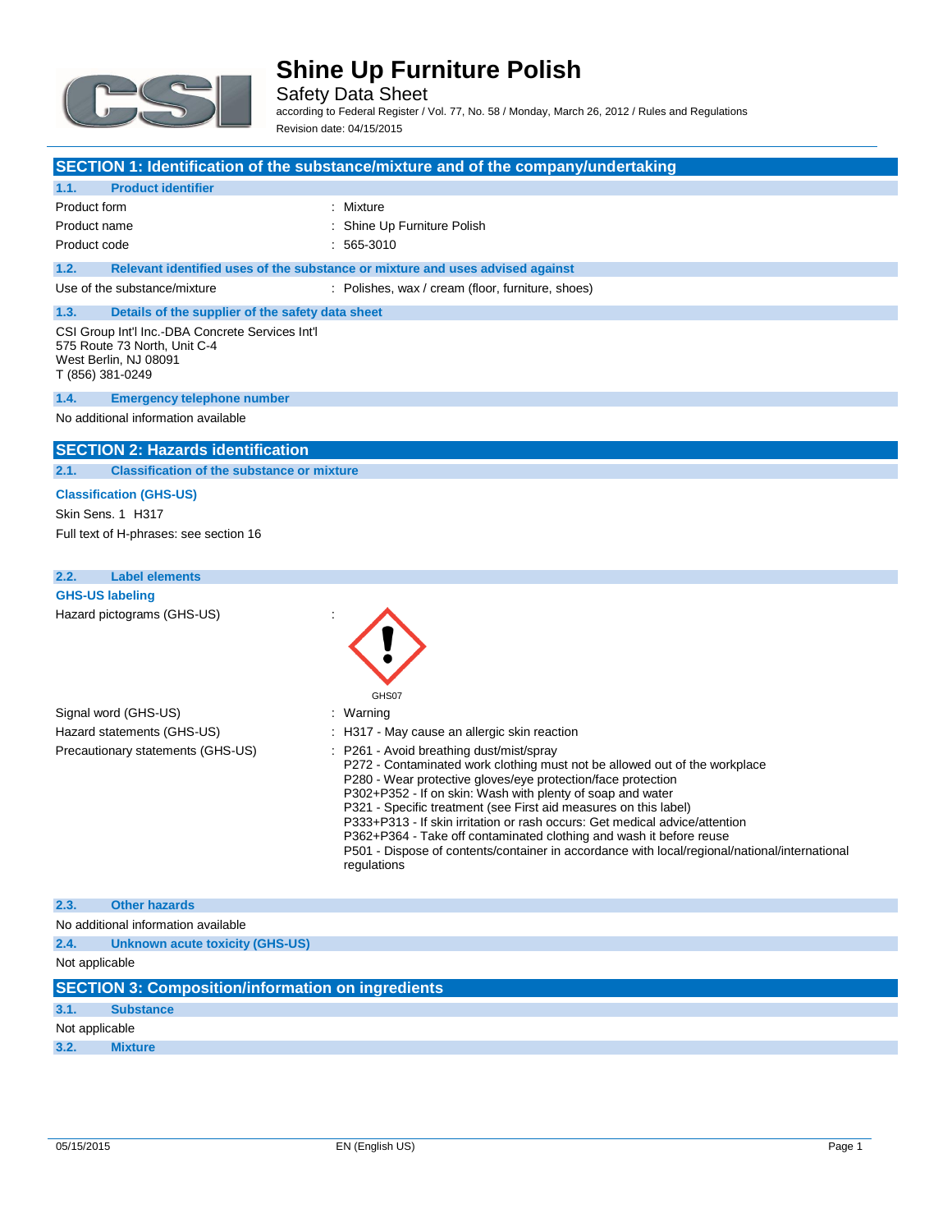# Shine Up Furniture Polish

Safety Data Sheet

according to Federal Register / Vol. 77, No. 58 / Monday, March 26, 2012 / Rules and Regulations

Revision date: 04/15/2015

## SECTION 1: Identification of the substance/mixture and of the company/undertaking

### 1.1. Product identifier

| | |
|---|---|
| Product form | : Mixture |
| Product name | : Shine Up Furniture Polish |
| Product code | : 565-3010 |

### 1.2. Relevant identified uses of the substance or mixture and uses advised against

| | |
|---|---|
| Use of the substance/mixture | : Polishes, wax / cream (floor, furniture, shoes) |

### 1.3. Details of the supplier of the safety data sheet

CSI Group Int'l Inc.-DBA Concrete Services Int'l
575 Route 73 North, Unit C-4
West Berlin, NJ 08091
T (856) 381-0249

### 1.4. Emergency telephone number

No additional information available

## SECTION 2: Hazards identification

### 2.1. Classification of the substance or mixture

**Classification (GHS-US)**

Skin Sens. 1 H317

Full text of H-phrases: see section 16

### 2.2. Label elements

**GHS-US labeling**

Hazard pictograms (GHS-US) :

GHS07

| | |
|---|---|
| Signal word (GHS-US) | : Warning |
| Hazard statements (GHS-US) | : H317 - May cause an allergic skin reaction |
| Precautionary statements (GHS-US) | : P261 - Avoid breathing dust/mist/spray<br>P272 - Contaminated work clothing must not be allowed out of the workplace<br>P280 - Wear protective gloves/eye protection/face protection<br>P302+P352 - If on skin: Wash with plenty of soap and water<br>P321 - Specific treatment (see First aid measures on this label)<br>P333+P313 - If skin irritation or rash occurs: Get medical advice/attention<br>P362+P364 - Take off contaminated clothing and wash it before reuse<br>P501 - Dispose of contents/container in accordance with local/regional/national/international regulations |

### 2.3. Other hazards

No additional information available

### 2.4. Unknown acute toxicity (GHS-US)

Not applicable

## SECTION 3: Composition/information on ingredients

### 3.1. Substance

Not applicable

### 3.2. Mixture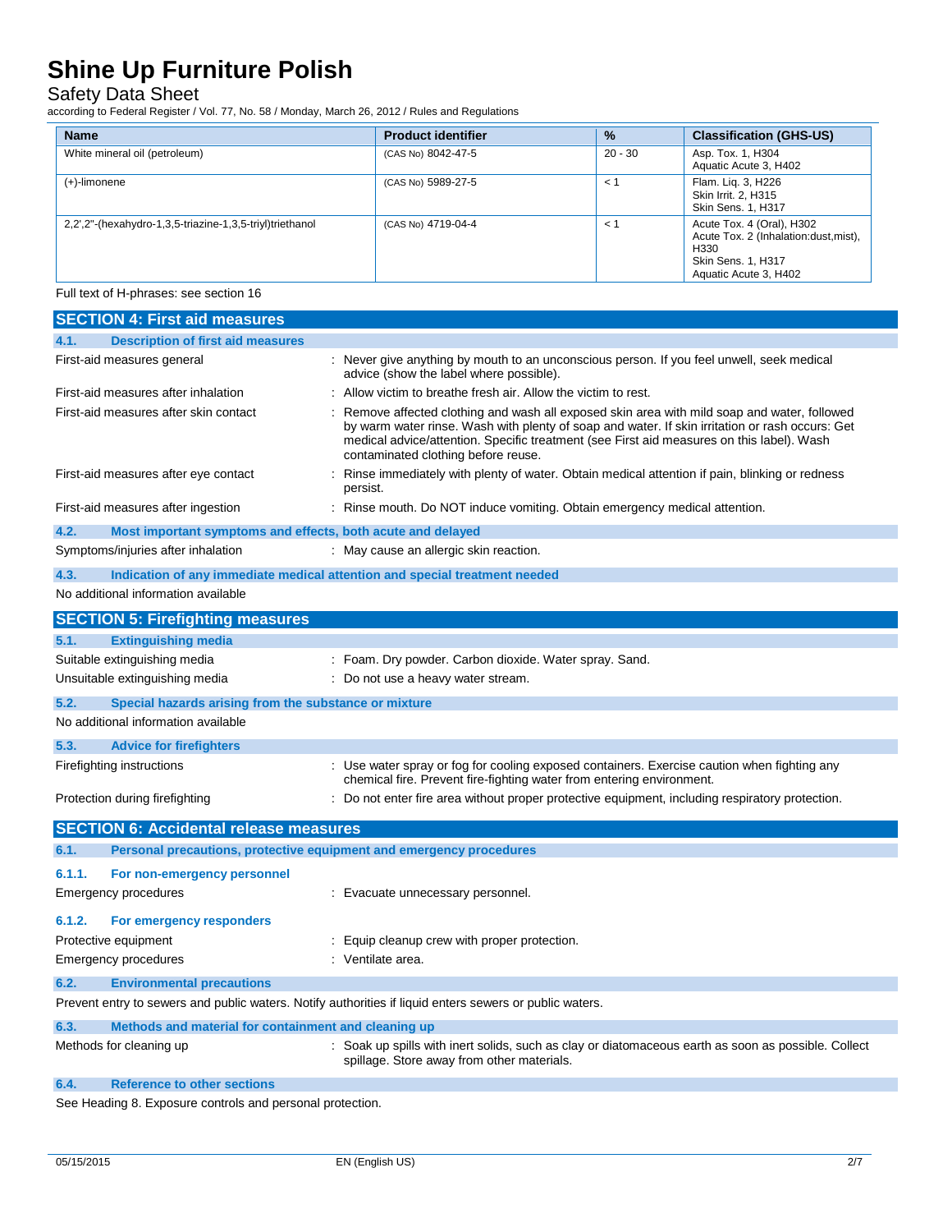| Name | Product identifier | % | Classification (GHS-US) |
|---|---|---|---|
| White mineral oil (petroleum) | (CAS No) 8042-47-5 | 20 - 30 | Asp. Tox. 1, H304<br>Aquatic Acute 3, H402 |
| (+)-limonene | (CAS No) 5989-27-5 | < 1 | Flam. Liq. 3, H226<br>Skin Irrit. 2, H315<br>Skin Sens. 1, H317 |
| 2,2',2''-(hexahydro-1,3,5-triazine-1,3,5-triyl)triethanol | (CAS No) 4719-04-4 | < 1 | Acute Tox. 4 (Oral), H302<br>Acute Tox. 2 (Inhalation:dust,mist), H330<br>Skin Sens. 1, H317<br>Aquatic Acute 3, H402 |

Full text of H-phrases: see section 16

## SECTION 4: First aid measures

### 4.1. Description of first aid measures

First-aid measures general : Never give anything by mouth to an unconscious person. If you feel unwell, seek medical advice (show the label where possible).

First-aid measures after inhalation : Allow victim to breathe fresh air. Allow the victim to rest.

First-aid measures after skin contact : Remove affected clothing and wash all exposed skin area with mild soap and water, followed by warm water rinse. Wash with plenty of soap and water. If skin irritation or rash occurs: Get medical advice/attention. Specific treatment (see First aid measures on this label). Wash contaminated clothing before reuse.

First-aid measures after eye contact : Rinse immediately with plenty of water. Obtain medical attention if pain, blinking or redness persist.

First-aid measures after ingestion : Rinse mouth. Do NOT induce vomiting. Obtain emergency medical attention.

### 4.2. Most important symptoms and effects, both acute and delayed

Symptoms/injuries after inhalation : May cause an allergic skin reaction.

### 4.3. Indication of any immediate medical attention and special treatment needed

No additional information available

## SECTION 5: Firefighting measures

### 5.1. Extinguishing media

Suitable extinguishing media : Foam. Dry powder. Carbon dioxide. Water spray. Sand.

Unsuitable extinguishing media : Do not use a heavy water stream.

### 5.2. Special hazards arising from the substance or mixture

No additional information available

### 5.3. Advice for firefighters

Firefighting instructions : Use water spray or fog for cooling exposed containers. Exercise caution when fighting any chemical fire. Prevent fire-fighting water from entering environment.

Protection during firefighting : Do not enter fire area without proper protective equipment, including respiratory protection.

## SECTION 6: Accidental release measures

### 6.1. Personal precautions, protective equipment and emergency procedures

#### 6.1.1. For non-emergency personnel

Emergency procedures : Evacuate unnecessary personnel.

#### 6.1.2. For emergency responders

Protective equipment : Equip cleanup crew with proper protection.

Emergency procedures : Ventilate area.

### 6.2. Environmental precautions

Prevent entry to sewers and public waters. Notify authorities if liquid enters sewers or public waters.

### 6.3. Methods and material for containment and cleaning up

Methods for cleaning up : Soak up spills with inert solids, such as clay or diatomaceous earth as soon as possible. Collect spillage. Store away from other materials.

### 6.4. Reference to other sections

See Heading 8. Exposure controls and personal protection.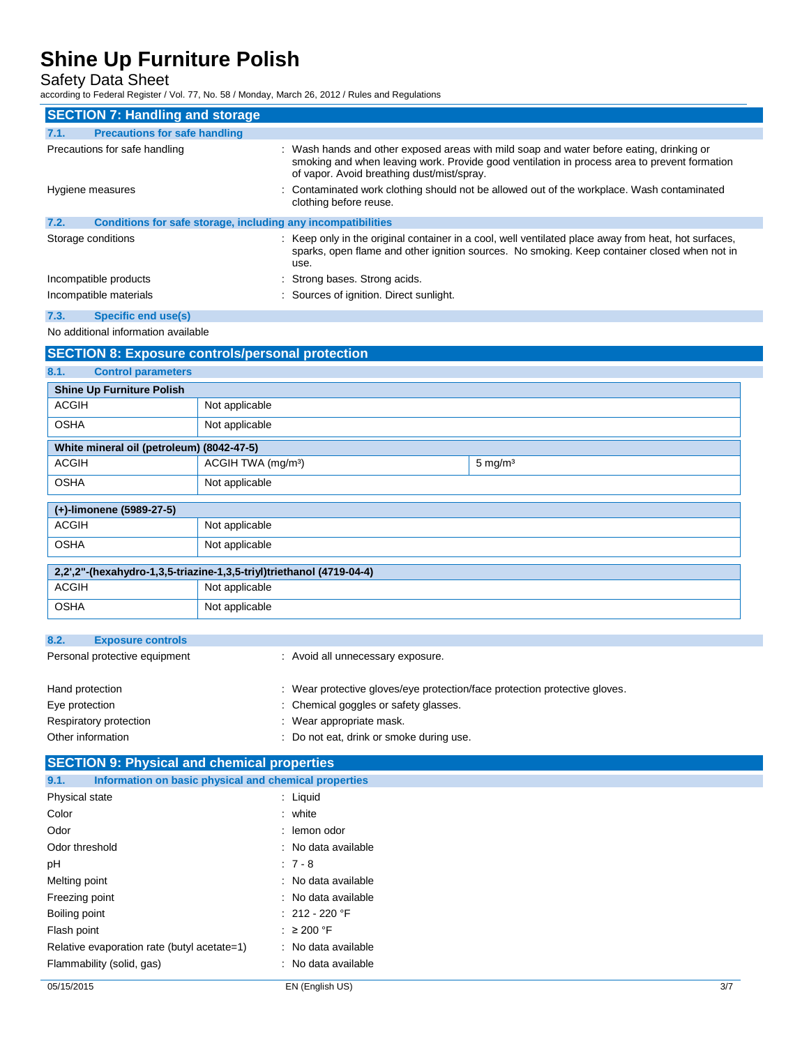## SECTION 7: Handling and storage

### 7.1. Precautions for safe handling

| | |
|---|---|
| Precautions for safe handling | : Wash hands and other exposed areas with mild soap and water before eating, drinking or smoking and when leaving work. Provide good ventilation in process area to prevent formation of vapor. Avoid breathing dust/mist/spray. |
| Hygiene measures | : Contaminated work clothing should not be allowed out of the workplace. Wash contaminated clothing before reuse. |

### 7.2. Conditions for safe storage, including any incompatibilities

| | |
|---|---|
| Storage conditions | : Keep only in the original container in a cool, well ventilated place away from heat, hot surfaces, sparks, open flame and other ignition sources. No smoking. Keep container closed when not in use. |
| Incompatible products | : Strong bases. Strong acids. |
| Incompatible materials | : Sources of ignition. Direct sunlight. |

### 7.3. Specific end use(s)

No additional information available

## SECTION 8: Exposure controls/personal protection

### 8.1. Control parameters

| **Shine Up Furniture Polish** | | |
|---|---|---|
| ACGIH | Not applicable | |
| OSHA | Not applicable | |
| **White mineral oil (petroleum) (8042-47-5)** | | |
| ACGIH | ACGIH TWA (mg/m³) | 5 mg/m³ |
| OSHA | Not applicable | |
| **(+)-limonene (5989-27-5)** | | |
| ACGIH | Not applicable | |
| OSHA | Not applicable | |
| **2,2',2"-(hexahydro-1,3,5-triazine-1,3,5-triyl)triethanol (4719-04-4)** | | |
| ACGIH | Not applicable | |
| OSHA | Not applicable | |

### 8.2. Exposure controls

| | |
|---|---|
| Personal protective equipment | : Avoid all unnecessary exposure. |
| Hand protection | : Wear protective gloves/eye protection/face protection protective gloves. |
| Eye protection | : Chemical goggles or safety glasses. |
| Respiratory protection | : Wear appropriate mask. |
| Other information | : Do not eat, drink or smoke during use. |

## SECTION 9: Physical and chemical properties

### 9.1. Information on basic physical and chemical properties

| | |
|---|---|
| Physical state | : Liquid |
| Color | : white |
| Odor | : lemon odor |
| Odor threshold | : No data available |
| pH | : 7 - 8 |
| Melting point | : No data available |
| Freezing point | : No data available |
| Boiling point | : 212 - 220 °F |
| Flash point | : ≥ 200 °F |
| Relative evaporation rate (butyl acetate=1) | : No data available |
| Flammability (solid, gas) | : No data available |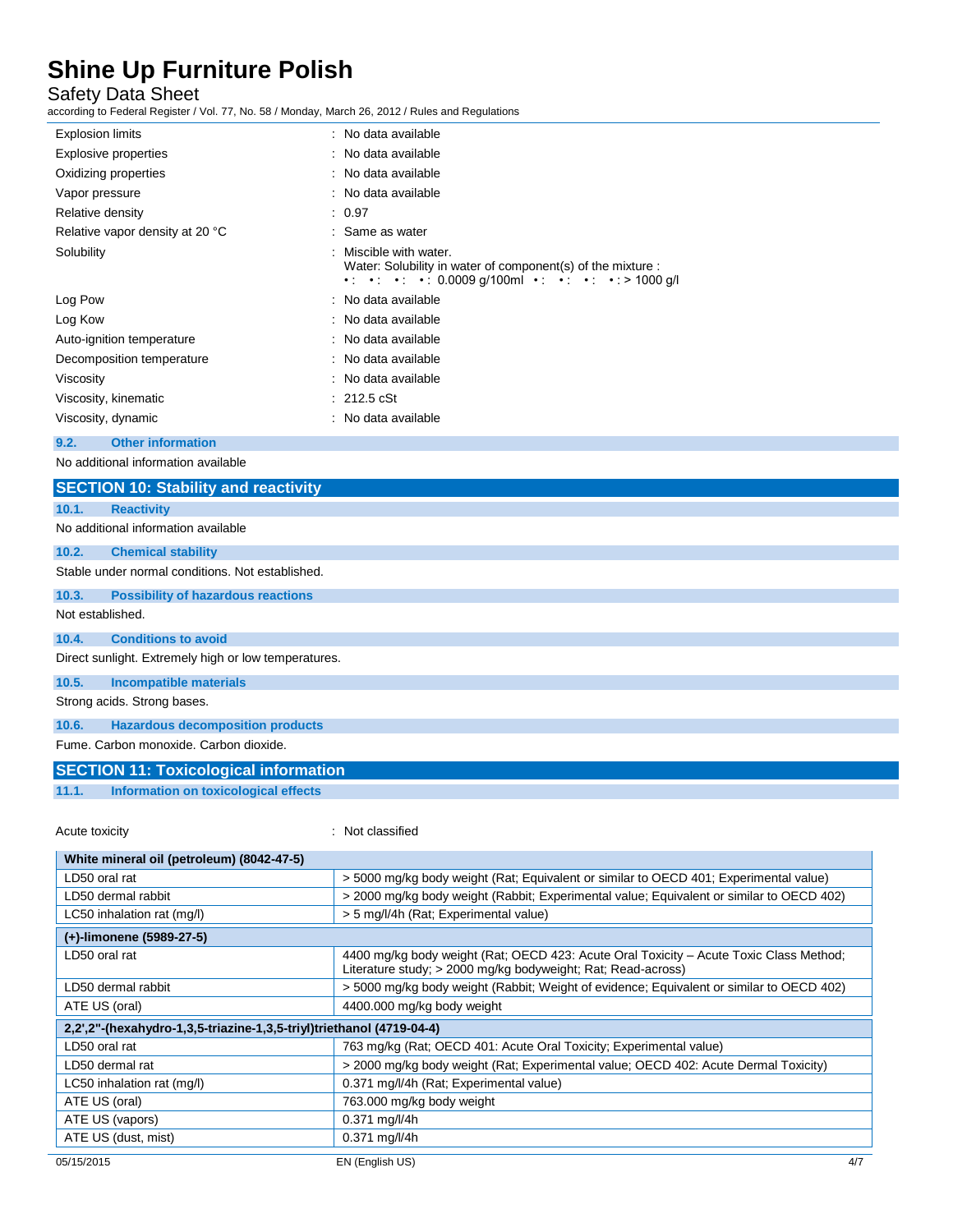| | | |
|---|---|---|
| Explosion limits | : | No data available |
| Explosive properties | : | No data available |
| Oxidizing properties | : | No data available |
| Vapor pressure | : | No data available |
| Relative density | : | 0.97 |
| Relative vapor density at 20 °C | : | Same as water |
| Solubility | : | Miscible with water.<br>Water: Solubility in water of component(s) of the mixture :<br>• : • : • : • : 0.0009 g/100ml • : • : • : • : > 1000 g/l |
| Log Pow | : | No data available |
| Log Kow | : | No data available |
| Auto-ignition temperature | : | No data available |
| Decomposition temperature | : | No data available |
| Viscosity | : | No data available |
| Viscosity, kinematic | : | 212.5 cSt |
| Viscosity, dynamic | : | No data available |

### 9.2. Other information

No additional information available

## SECTION 10: Stability and reactivity

### 10.1. Reactivity

No additional information available

### 10.2. Chemical stability

Stable under normal conditions. Not established.

### 10.3. Possibility of hazardous reactions

Not established.

### 10.4. Conditions to avoid

Direct sunlight. Extremely high or low temperatures.

### 10.5. Incompatible materials

Strong acids. Strong bases.

### 10.6. Hazardous decomposition products

Fume. Carbon monoxide. Carbon dioxide.

## SECTION 11: Toxicological information

### 11.1. Information on toxicological effects

Acute toxicity : Not classified

| **White mineral oil (petroleum) (8042-47-5)** | |
|---|---|
| LD50 oral rat | > 5000 mg/kg body weight (Rat; Equivalent or similar to OECD 401; Experimental value) |
| LD50 dermal rabbit | > 2000 mg/kg body weight (Rabbit; Experimental value; Equivalent or similar to OECD 402) |
| LC50 inhalation rat (mg/l) | > 5 mg/l/4h (Rat; Experimental value) |
| **(+)-limonene (5989-27-5)** | |
| LD50 oral rat | 4400 mg/kg body weight (Rat; OECD 423: Acute Oral Toxicity – Acute Toxic Class Method; Literature study; > 2000 mg/kg bodyweight; Rat; Read-across) |
| LD50 dermal rabbit | > 5000 mg/kg body weight (Rabbit; Weight of evidence; Equivalent or similar to OECD 402) |
| ATE US (oral) | 4400.000 mg/kg body weight |
| **2,2',2''-(hexahydro-1,3,5-triazine-1,3,5-triyl)triethanol (4719-04-4)** | |
| LD50 oral rat | 763 mg/kg (Rat; OECD 401: Acute Oral Toxicity; Experimental value) |
| LD50 dermal rat | > 2000 mg/kg body weight (Rat; Experimental value; OECD 402: Acute Dermal Toxicity) |
| LC50 inhalation rat (mg/l) | 0.371 mg/l/4h (Rat; Experimental value) |
| ATE US (oral) | 763.000 mg/kg body weight |
| ATE US (vapors) | 0.371 mg/l/4h |
| ATE US (dust, mist) | 0.371 mg/l/4h |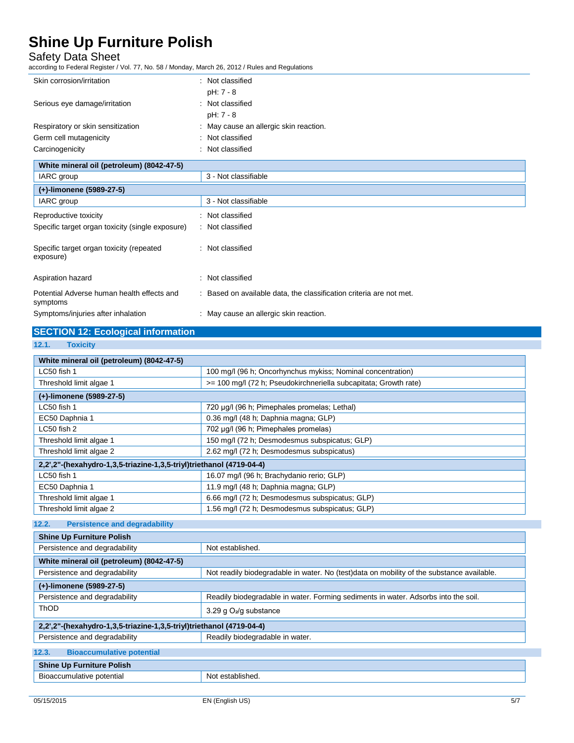| | |
|---|---|
| Skin corrosion/irritation | : Not classified<br>pH: 7 - 8 |
| Serious eye damage/irritation | : Not classified<br>pH: 7 - 8 |
| Respiratory or skin sensitization | : May cause an allergic skin reaction. |
| Germ cell mutagenicity | : Not classified |
| Carcinogenicity | : Not classified |

| White mineral oil (petroleum) (8042-47-5) | |
|---|---|
| IARC group | 3 - Not classifiable |
| **(+)-limonene (5989-27-5)** | |
| IARC group | 3 - Not classifiable |

| | |
|---|---|
| Reproductive toxicity | : Not classified |
| Specific target organ toxicity (single exposure) | : Not classified |
| Specific target organ toxicity (repeated exposure) | : Not classified |
| Aspiration hazard | : Not classified |
| Potential Adverse human health effects and symptoms | : Based on available data, the classification criteria are not met. |
| Symptoms/injuries after inhalation | : May cause an allergic skin reaction. |

## SECTION 12: Ecological information

### 12.1. Toxicity

| White mineral oil (petroleum) (8042-47-5) | |
|---|---|
| LC50 fish 1 | 100 mg/l (96 h; Oncorhynchus mykiss; Nominal concentration) |
| Threshold limit algae 1 | >= 100 mg/l (72 h; Pseudokirchneriella subcapitata; Growth rate) |
| **(+)-limonene (5989-27-5)** | |
| LC50 fish 1 | 720 µg/l (96 h; Pimephales promelas; Lethal) |
| EC50 Daphnia 1 | 0.36 mg/l (48 h; Daphnia magna; GLP) |
| LC50 fish 2 | 702 µg/l (96 h; Pimephales promelas) |
| Threshold limit algae 1 | 150 mg/l (72 h; Desmodesmus subspicatus; GLP) |
| Threshold limit algae 2 | 2.62 mg/l (72 h; Desmodesmus subspicatus) |
| **2,2',2"-(hexahydro-1,3,5-triazine-1,3,5-triyl)triethanol (4719-04-4)** | |
| LC50 fish 1 | 16.07 mg/l (96 h; Brachydanio rerio; GLP) |
| EC50 Daphnia 1 | 11.9 mg/l (48 h; Daphnia magna; GLP) |
| Threshold limit algae 1 | 6.66 mg/l (72 h; Desmodesmus subspicatus; GLP) |
| Threshold limit algae 2 | 1.56 mg/l (72 h; Desmodesmus subspicatus; GLP) |

### 12.2. Persistence and degradability

| Shine Up Furniture Polish | |
|---|---|
| Persistence and degradability | Not established. |
| **White mineral oil (petroleum) (8042-47-5)** | |
| Persistence and degradability | Not readily biodegradable in water. No (test)data on mobility of the substance available. |
| **(+)-limonene (5989-27-5)** | |
| Persistence and degradability | Readily biodegradable in water. Forming sediments in water. Adsorbs into the soil. |
| ThOD | 3.29 g $O_2$/g substance |
| **2,2',2"-(hexahydro-1,3,5-triazine-1,3,5-triyl)triethanol (4719-04-4)** | |
| Persistence and degradability | Readily biodegradable in water. |

### 12.3. Bioaccumulative potential

| Shine Up Furniture Polish | |
|---|---|
| Bioaccumulative potential | Not established. |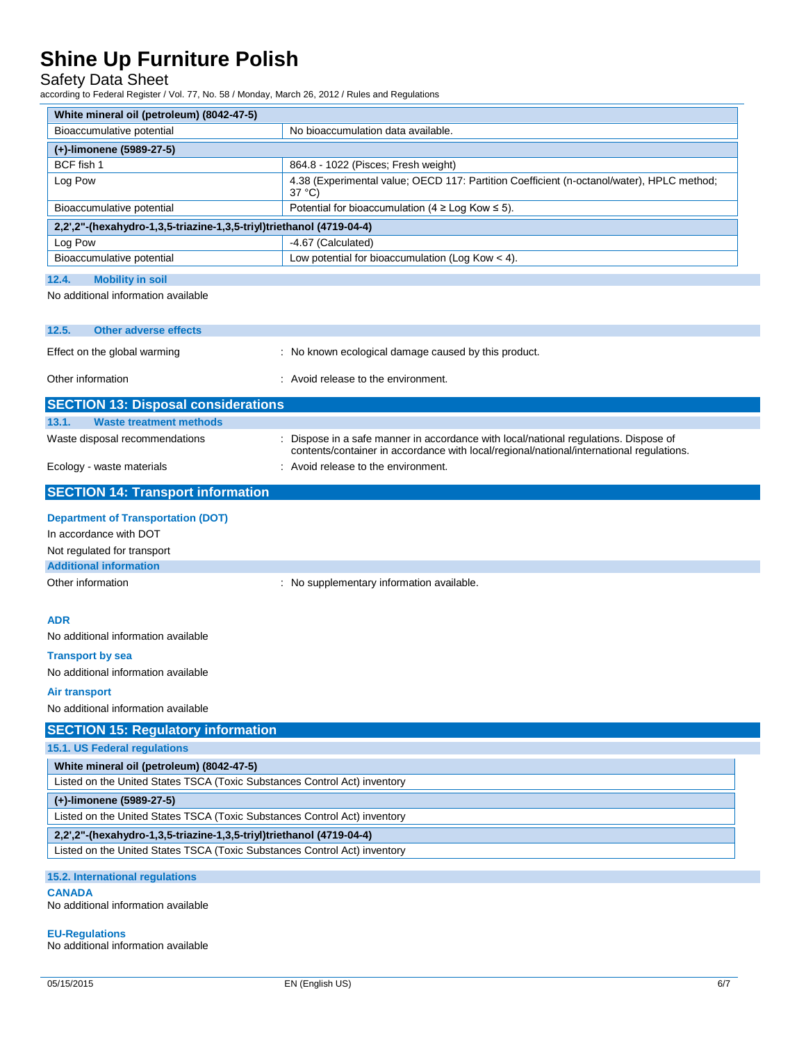| White mineral oil (petroleum) (8042-47-5) | |
|---|---|
| Bioaccumulative potential | No bioaccumulation data available. |
| **(+)-limonene (5989-27-5)** | |
| BCF fish 1 | 864.8 - 1022 (Pisces; Fresh weight) |
| Log Pow | 4.38 (Experimental value; OECD 117: Partition Coefficient (n-octanol/water), HPLC method; 37 °C) |
| Bioaccumulative potential | Potential for bioaccumulation (4 ≥ Log Kow ≤ 5). |
| **2,2',2"-(hexahydro-1,3,5-triazine-1,3,5-triyl)triethanol (4719-04-4)** | |
| Log Pow | -4.67 (Calculated) |
| Bioaccumulative potential | Low potential for bioaccumulation (Log Kow < 4). |

### 12.4. Mobility in soil

No additional information available

### 12.5. Other adverse effects

Effect on the global warming : No known ecological damage caused by this product.

Other information : Avoid release to the environment.

## SECTION 13: Disposal considerations

### 13.1. Waste treatment methods

Waste disposal recommendations : Dispose in a safe manner in accordance with local/national regulations. Dispose of contents/container in accordance with local/regional/national/international regulations.

Ecology - waste materials : Avoid release to the environment.

## SECTION 14: Transport information

**Department of Transportation (DOT)**

In accordance with DOT

Not regulated for transport

**Additional information**

Other information : No supplementary information available.

**ADR**

No additional information available

**Transport by sea**

No additional information available

**Air transport**

No additional information available

## SECTION 15: Regulatory information

### 15.1. US Federal regulations

| White mineral oil (petroleum) (8042-47-5) |
|---|
| Listed on the United States TSCA (Toxic Substances Control Act) inventory |
| **(+)-limonene (5989-27-5)** |
| Listed on the United States TSCA (Toxic Substances Control Act) inventory |
| **2,2',2"-(hexahydro-1,3,5-triazine-1,3,5-triyl)triethanol (4719-04-4)** |
| Listed on the United States TSCA (Toxic Substances Control Act) inventory |

### 15.2. International regulations

**CANADA**

No additional information available

**EU-Regulations**

No additional information available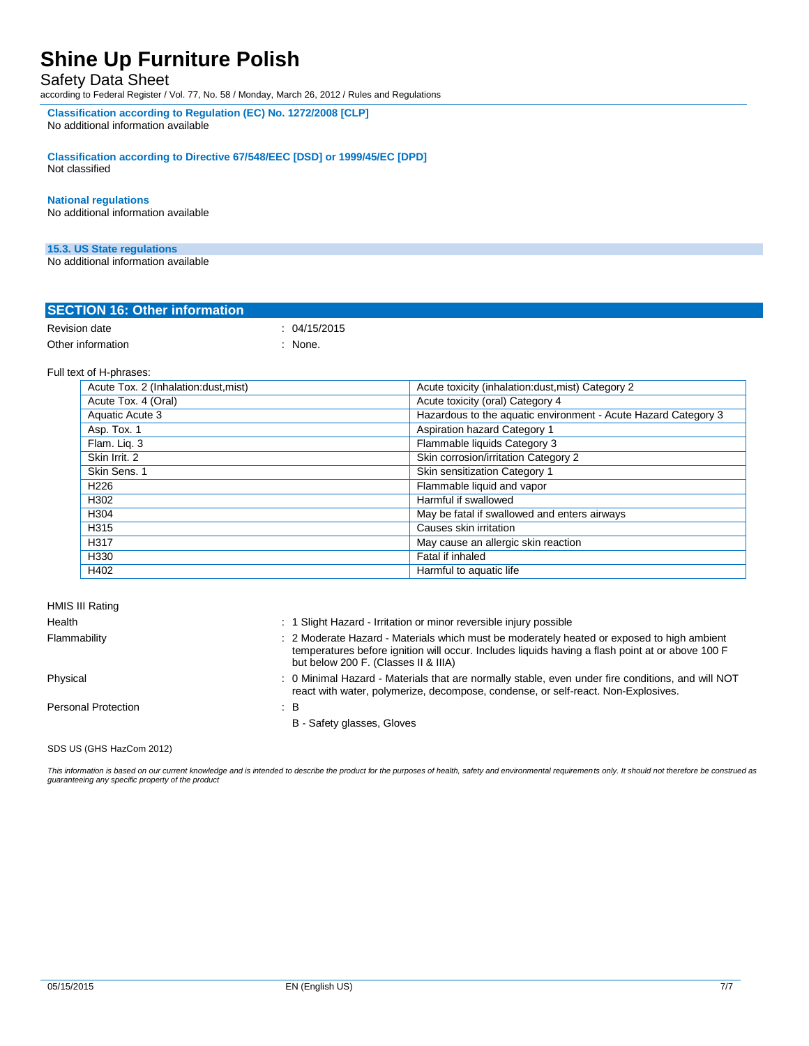**Classification according to Regulation (EC) No. 1272/2008 [CLP]**
No additional information available

**Classification according to Directive 67/548/EEC [DSD] or 1999/45/EC [DPD]**
Not classified

**National regulations**
No additional information available

### 15.3. US State regulations

No additional information available

## SECTION 16: Other information

Revision date : 04/15/2015

Other information : None.

Full text of H-phrases:

| | |
|---|---|
| Acute Tox. 2 (Inhalation:dust,mist) | Acute toxicity (inhalation:dust,mist) Category 2 |
| Acute Tox. 4 (Oral) | Acute toxicity (oral) Category 4 |
| Aquatic Acute 3 | Hazardous to the aquatic environment - Acute Hazard Category 3 |
| Asp. Tox. 1 | Aspiration hazard Category 1 |
| Flam. Liq. 3 | Flammable liquids Category 3 |
| Skin Irrit. 2 | Skin corrosion/irritation Category 2 |
| Skin Sens. 1 | Skin sensitization Category 1 |
| H226 | Flammable liquid and vapor |
| H302 | Harmful if swallowed |
| H304 | May be fatal if swallowed and enters airways |
| H315 | Causes skin irritation |
| H317 | May cause an allergic skin reaction |
| H330 | Fatal if inhaled |
| H402 | Harmful to aquatic life |

HMIS III Rating

Health : 1 Slight Hazard - Irritation or minor reversible injury possible

Flammability : 2 Moderate Hazard - Materials which must be moderately heated or exposed to high ambient temperatures before ignition will occur. Includes liquids having a flash point at or above 100 F but below 200 F. (Classes II & IIIA)

Physical : 0 Minimal Hazard - Materials that are normally stable, even under fire conditions, and will NOT react with water, polymerize, decompose, condense, or self-react. Non-Explosives.

Personal Protection : B

B - Safety glasses, Gloves

SDS US (GHS HazCom 2012)

*This information is based on our current knowledge and is intended to describe the product for the purposes of health, safety and environmental requirements only. It should not therefore be construed as guaranteeing any specific property of the product*